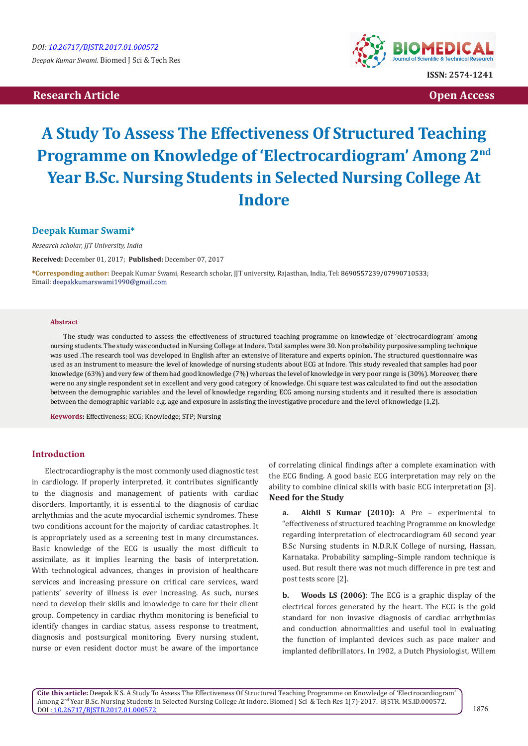DOI: 10.26717/BJSTR.2017.01.000572

Deepak Kumar Swami. Biomed J Sci & Tech Res

ISSN: 2574-1241

**Research Article** **Open Access**

# A Study To Assess The Effectiveness Of Structured Teaching Programme on Knowledge of 'Electrocardiogram' Among 2nd Year B.Sc. Nursing Students in Selected Nursing College At Indore

**Deepak Kumar Swami***

*Research scholar, JJT University, India*

**Received:** December 01, 2017; **Published:** December 07, 2017

**\*Corresponding author:** Deepak Kumar Swami, Research scholar, JJT university, Rajasthan, India, Tel: 8690557239/07990710533; Email: deepakkumarswami1990@gmail.com

**Abstract**

The study was conducted to assess the effectiveness of structured teaching programme on knowledge of 'electrocardiogram' among nursing students. The study was conducted in Nursing College at Indore. Total samples were 30. Non probability purposive sampling technique was used .The research tool was developed in English after an extensive of literature and experts opinion. The structured questionnaire was used as an instrument to measure the level of knowledge of nursing students about ECG at Indore. This study revealed that samples had poor knowledge (63%) and very few of them had good knowledge (7%) whereas the level of knowledge in very poor range is (30%). Moreover, there were no any single respondent set in excellent and very good category of knowledge. Chi square test was calculated to find out the association between the demographic variables and the level of knowledge regarding ECG among nursing students and it resulted there is association between the demographic variable e.g. age and exposure in assisting the investigative procedure and the level of knowledge [1,2].

**Keywords:** Effectiveness; ECG; Knowledge; STP; Nursing

## Introduction

Electrocardiography is the most commonly used diagnostic test in cardiology. If properly interpreted, it contributes significantly to the diagnosis and management of patients with cardiac disorders. Importantly, it is essential to the diagnosis of cardiac arrhythmias and the acute myocardial ischemic syndromes. These two conditions account for the majority of cardiac catastrophes. It is appropriately used as a screening test in many circumstances. Basic knowledge of the ECG is usually the most difficult to assimilate, as it implies learning the basis of interpretation. With technological advances, changes in provision of healthcare services and increasing pressure on critical care services, ward patients' severity of illness is ever increasing. As such, nurses need to develop their skills and knowledge to care for their client group. Competency in cardiac rhythm monitoring is beneficial to identify changes in cardiac status, assess response to treatment, diagnosis and postsurgical monitoring. Every nursing student, nurse or even resident doctor must be aware of the importance of correlating clinical findings after a complete examination with the ECG finding. A good basic ECG interpretation may rely on the ability to combine clinical skills with basic ECG interpretation [3].

### Need for the Study

a. **Akhil S Kumar (2010):** A Pre – experimental to "effectiveness of structured teaching Programme on knowledge regarding interpretation of electrocardiogram 60 second year B.Sc Nursing students in N.D.R.K College of nursing, Hassan, Karnataka. Probability sampling–Simple random technique is used. But result there was not much difference in pre test and post tests score [2].

b. **Woods LS (2006)**: The ECG is a graphic display of the electrical forces generated by the heart. The ECG is the gold standard for non invasive diagnosis of cardiac arrhythmias and conduction abnormalities and useful tool in evaluating the function of implanted devices such as pace maker and implanted defibrillators. In 1902, a Dutch Physiologist, Willem

**Cite this article:** Deepak K S. A Study To Assess The Effectiveness Of Structured Teaching Programme on Knowledge of 'Electrocardiogram' Among 2nd Year B.Sc. Nursing Students in Selected Nursing College At Indore. Biomed J Sci & Tech Res 1(7)-2017. BJSTR. MS.ID.000572. DOI : 10.26717/BJSTR.2017.01.000572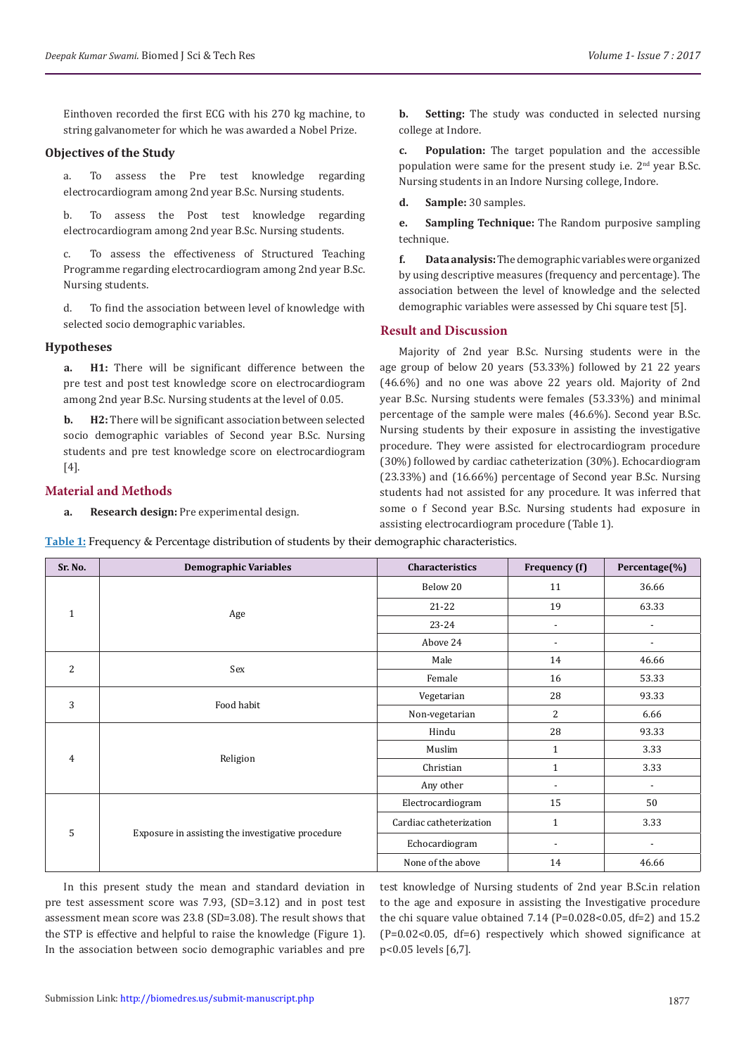Einthoven recorded the first ECG with his 270 kg machine, to string galvanometer for which he was awarded a Nobel Prize.

### Objectives of the Study

a. To assess the Pre test knowledge regarding electrocardiogram among 2nd year B.Sc. Nursing students.

b. To assess the Post test knowledge regarding electrocardiogram among 2nd year B.Sc. Nursing students.

c. To assess the effectiveness of Structured Teaching Programme regarding electrocardiogram among 2nd year B.Sc. Nursing students.

d. To find the association between level of knowledge with selected socio demographic variables.

### Hypotheses

**a. H1:** There will be significant difference between the pre test and post test knowledge score on electrocardiogram among 2nd year B.Sc. Nursing students at the level of 0.05.

**b. H2:** There will be significant association between selected socio demographic variables of Second year B.Sc. Nursing students and pre test knowledge score on electrocardiogram [4].

## Material and Methods

**a. Research design:** Pre experimental design.

**b. Setting:** The study was conducted in selected nursing college at Indore.

**c. Population:** The target population and the accessible population were same for the present study i.e. 2nd year B.Sc. Nursing students in an Indore Nursing college, Indore.

**d. Sample:** 30 samples.

**e. Sampling Technique:** The Random purposive sampling technique.

**f. Data analysis:** The demographic variables were organized by using descriptive measures (frequency and percentage). The association between the level of knowledge and the selected demographic variables were assessed by Chi square test [5].

## Result and Discussion

Majority of 2nd year B.Sc. Nursing students were in the age group of below 20 years (53.33%) followed by 21 22 years (46.6%) and no one was above 22 years old. Majority of 2nd year B.Sc. Nursing students were females (53.33%) and minimal percentage of the sample were males (46.6%). Second year B.Sc. Nursing students by their exposure in assisting the investigative procedure. They were assisted for electrocardiogram procedure (30%) followed by cardiac catheterization (30%). Echocardiogram (23.33%) and (16.66%) percentage of Second year B.Sc. Nursing students had not assisted for any procedure. It was inferred that some o f Second year B.Sc. Nursing students had exposure in assisting electrocardiogram procedure (Table 1).

**Table 1:** Frequency & Percentage distribution of students by their demographic characteristics.

| Sr. No. | Demographic Variables | Characteristics | Frequency (f) | Percentage(%) |
|---|---|---|---|---|
| 1 | Age | Below 20 | 11 | 36.66 |
| | | 21-22 | 19 | 63.33 |
| | | 23-24 | - | - |
| | | Above 24 | - | - |
| 2 | Sex | Male | 14 | 46.66 |
| | | Female | 16 | 53.33 |
| 3 | Food habit | Vegetarian | 28 | 93.33 |
| | | Non-vegetarian | 2 | 6.66 |
| 4 | Religion | Hindu | 28 | 93.33 |
| | | Muslim | 1 | 3.33 |
| | | Christian | 1 | 3.33 |
| | | Any other | - | - |
| 5 | Exposure in assisting the investigative procedure | Electrocardiogram | 15 | 50 |
| | | Cardiac catheterization | 1 | 3.33 |
| | | Echocardiogram | - | - |
| | | None of the above | 14 | 46.66 |

In this present study the mean and standard deviation in pre test assessment score was 7.93, (SD=3.12) and in post test assessment mean score was 23.8 (SD=3.08). The result shows that the STP is effective and helpful to raise the knowledge (Figure 1). In the association between socio demographic variables and pre test knowledge of Nursing students of 2nd year B.Sc.in relation to the age and exposure in assisting the Investigative procedure the chi square value obtained 7.14 ($P=0.028<0.05$, df=2) and 15.2 ($P=0.02<0.05$, df=6) respectively which showed significance at $p<0.05$ levels [6,7].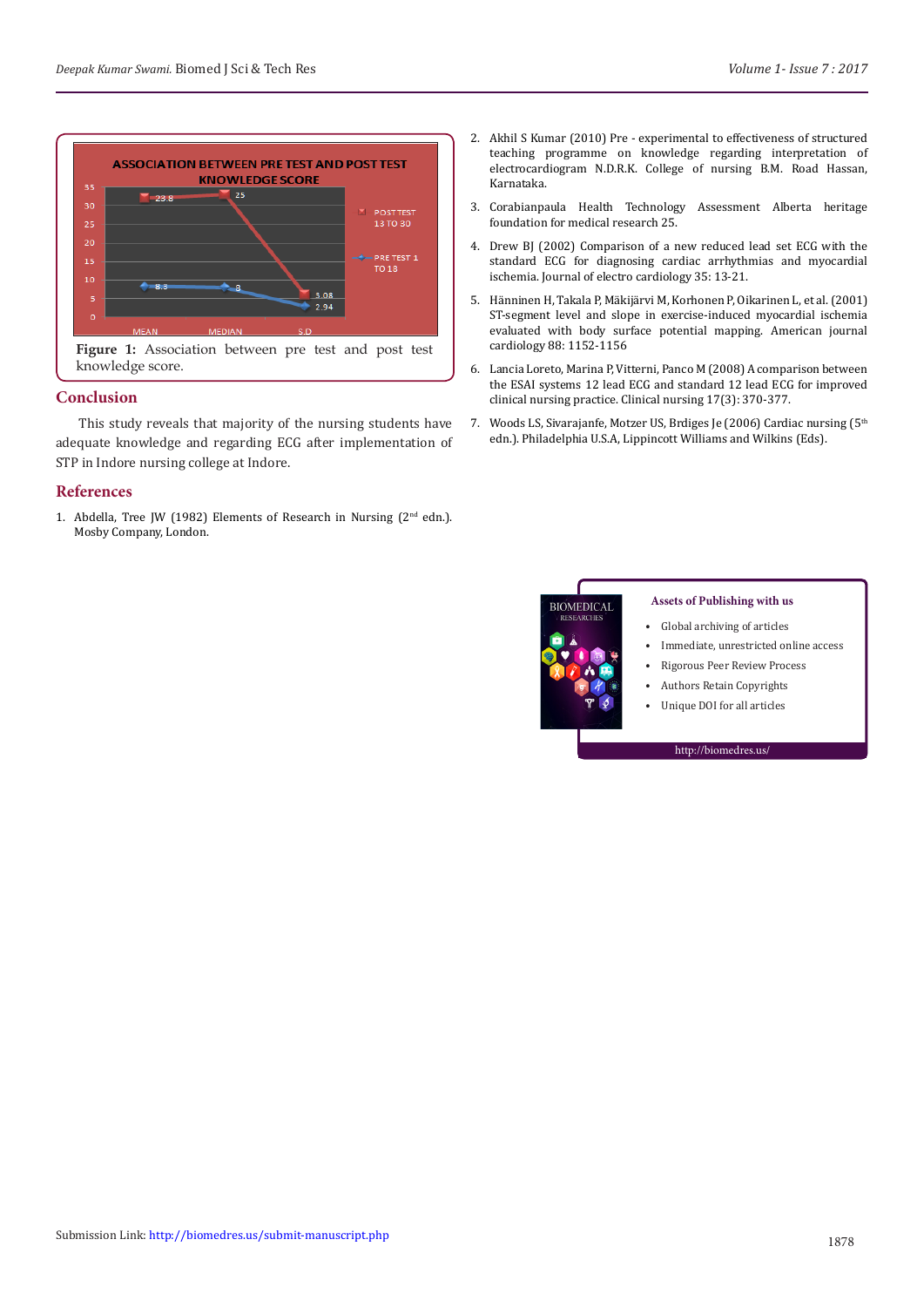ASSOCIATION BETWEEN PRE TEST AND POST TEST KNOWLEDGE SCORE

35
30
25
20
15
10
5
0

23.8
25
3.08
8.3
8
2.94

MEAN
MEDIAN
S.D

POST TEST 13 TO 30
PRE TEST 1 TO 18

**Figure 1:** Association between pre test and post test knowledge score.

## Conclusion

This study reveals that majority of the nursing students have adequate knowledge and regarding ECG after implementation of STP in Indore nursing college at Indore.

## References

1. Abdella, Tree JW (1982) Elements of Research in Nursing (2nd edn.). Mosby Company, London.
2. Akhil S Kumar (2010) Pre - experimental to effectiveness of structured teaching programme on knowledge regarding interpretation of electrocardiogram N.D.R.K. College of nursing B.M. Road Hassan, Karnataka.
3. Corabianpaula Health Technology Assessment Alberta heritage foundation for medical research 25.
4. Drew BJ (2002) Comparison of a new reduced lead set ECG with the standard ECG for diagnosing cardiac arrhythmias and myocardial ischemia. Journal of electro cardiology 35: 13-21.
5. Hänninen H, Takala P, Mäkijärvi M, Korhonen P, Oikarinen L, et al. (2001) ST-segment level and slope in exercise-induced myocardial ischemia evaluated with body surface potential mapping. American journal cardiology 88: 1152-1156
6. Lancia Loreto, Marina P, Vitterni, Panco M (2008) A comparison between the ESAI systems 12 lead ECG and standard 12 lead ECG for improved clinical nursing practice. Clinical nursing 17(3): 370-377.
7. Woods LS, Sivarajanfe, Motzer US, Brdiges Je (2006) Cardiac nursing (5th edn.). Philadelphia U.S.A, Lippincott Williams and Wilkins (Eds).

BIOMEDICAL RESEARCHES

**Assets of Publishing with us**

- Global archiving of articles
- Immediate, unrestricted online access
- Rigorous Peer Review Process
- Authors Retain Copyrights
- Unique DOI for all articles

http://biomedres.us/

Submission Link: http://biomedres.us/submit-manuscript.php